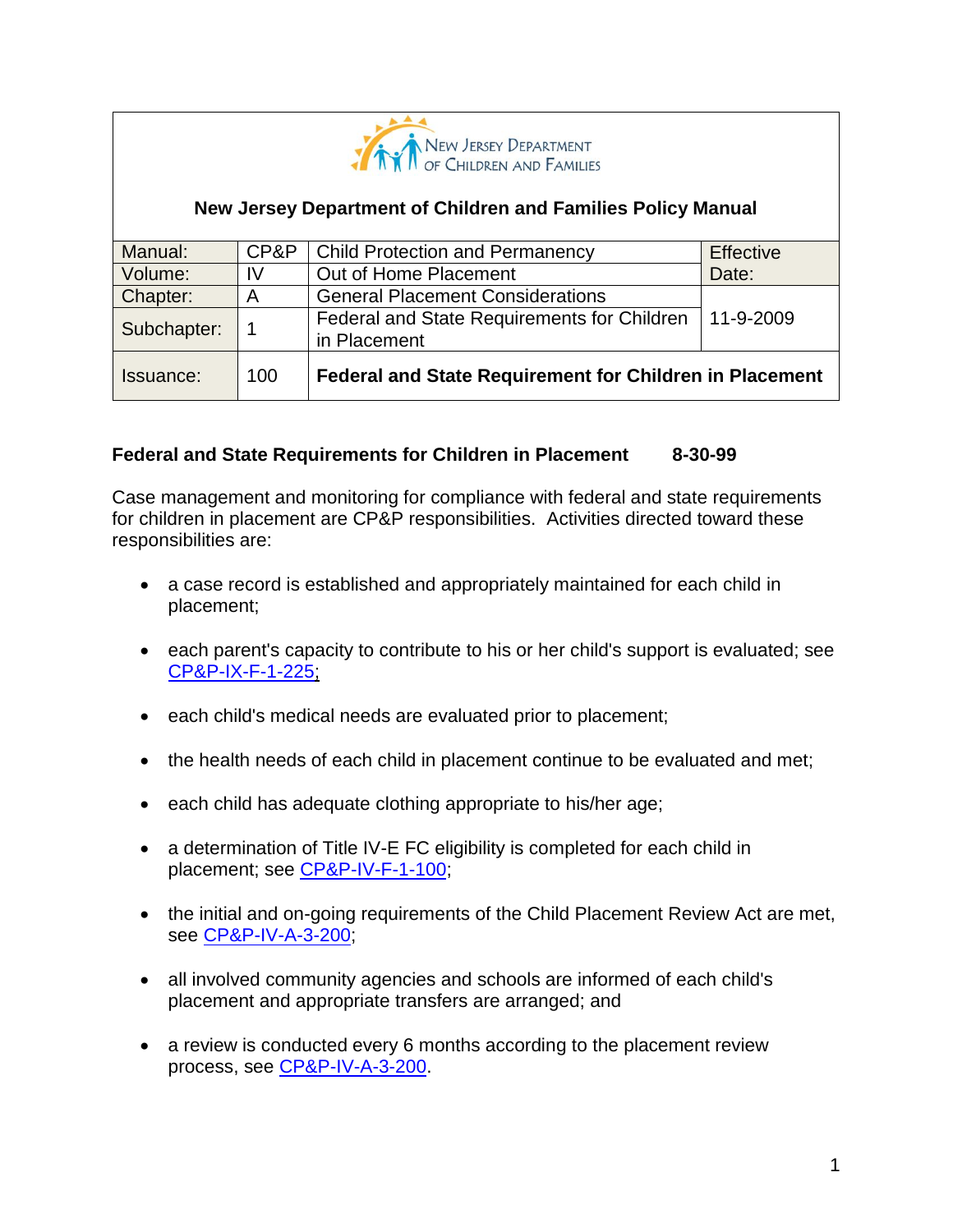New Jersey Department of Children and Families

**New Jersey Department of Children and Families Policy Manual**

| Manual: | CP&P | Child Protection and Permanency | Effective Date: |
|---|---|---|---|
| Volume: | IV | Out of Home Placement | |
| Chapter: | A | General Placement Considerations | 11-9-2009 |
| Subchapter: | 1 | Federal and State Requirements for Children in Placement | |
| Issuance: | 100 | **Federal and State Requirement for Children in Placement** | |

**Federal and State Requirements for Children in Placement 8-30-99**

Case management and monitoring for compliance with federal and state requirements for children in placement are CP&P responsibilities. Activities directed toward these responsibilities are:

- a case record is established and appropriately maintained for each child in placement;
- each parent's capacity to contribute to his or her child's support is evaluated; see CP&P-IX-F-1-225;
- each child's medical needs are evaluated prior to placement;
- the health needs of each child in placement continue to be evaluated and met;
- each child has adequate clothing appropriate to his/her age;
- a determination of Title IV-E FC eligibility is completed for each child in placement; see CP&P-IV-F-1-100;
- the initial and on-going requirements of the Child Placement Review Act are met, see CP&P-IV-A-3-200;
- all involved community agencies and schools are informed of each child's placement and appropriate transfers are arranged; and
- a review is conducted every 6 months according to the placement review process, see CP&P-IV-A-3-200.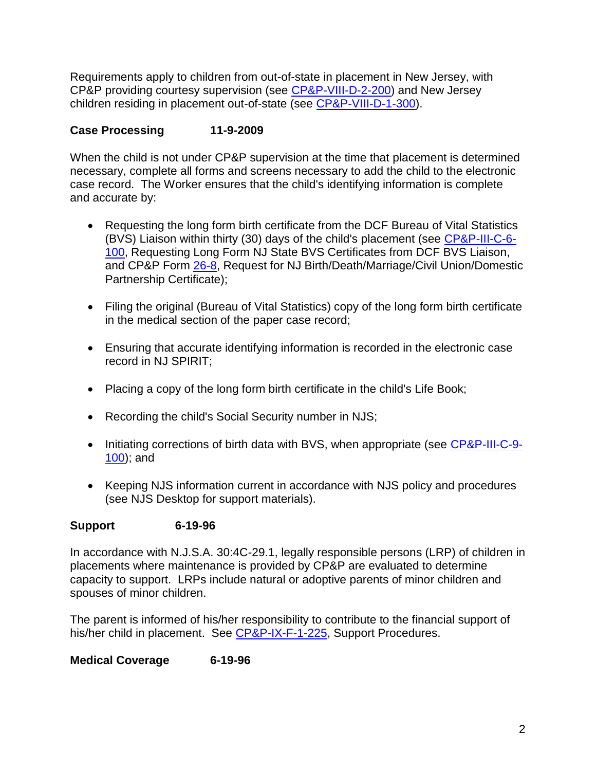Requirements apply to children from out-of-state in placement in New Jersey, with CP&P providing courtesy supervision (see CP&P-VIII-D-2-200) and New Jersey children residing in placement out-of-state (see CP&P-VIII-D-1-300).

**Case Processing 11-9-2009**

When the child is not under CP&P supervision at the time that placement is determined necessary, complete all forms and screens necessary to add the child to the electronic case record. The Worker ensures that the child's identifying information is complete and accurate by:

- Requesting the long form birth certificate from the DCF Bureau of Vital Statistics (BVS) Liaison within thirty (30) days of the child's placement (see CP&P-III-C-6-100, Requesting Long Form NJ State BVS Certificates from DCF BVS Liaison, and CP&P Form 26-8, Request for NJ Birth/Death/Marriage/Civil Union/Domestic Partnership Certificate);

- Filing the original (Bureau of Vital Statistics) copy of the long form birth certificate in the medical section of the paper case record;

- Ensuring that accurate identifying information is recorded in the electronic case record in NJ SPIRIT;

- Placing a copy of the long form birth certificate in the child's Life Book;

- Recording the child's Social Security number in NJS;

- Initiating corrections of birth data with BVS, when appropriate (see CP&P-III-C-9-100); and

- Keeping NJS information current in accordance with NJS policy and procedures (see NJS Desktop for support materials).

**Support 6-19-96**

In accordance with N.J.S.A. 30:4C-29.1, legally responsible persons (LRP) of children in placements where maintenance is provided by CP&P are evaluated to determine capacity to support. LRPs include natural or adoptive parents of minor children and spouses of minor children.

The parent is informed of his/her responsibility to contribute to the financial support of his/her child in placement. See CP&P-IX-F-1-225, Support Procedures.

**Medical Coverage 6-19-96**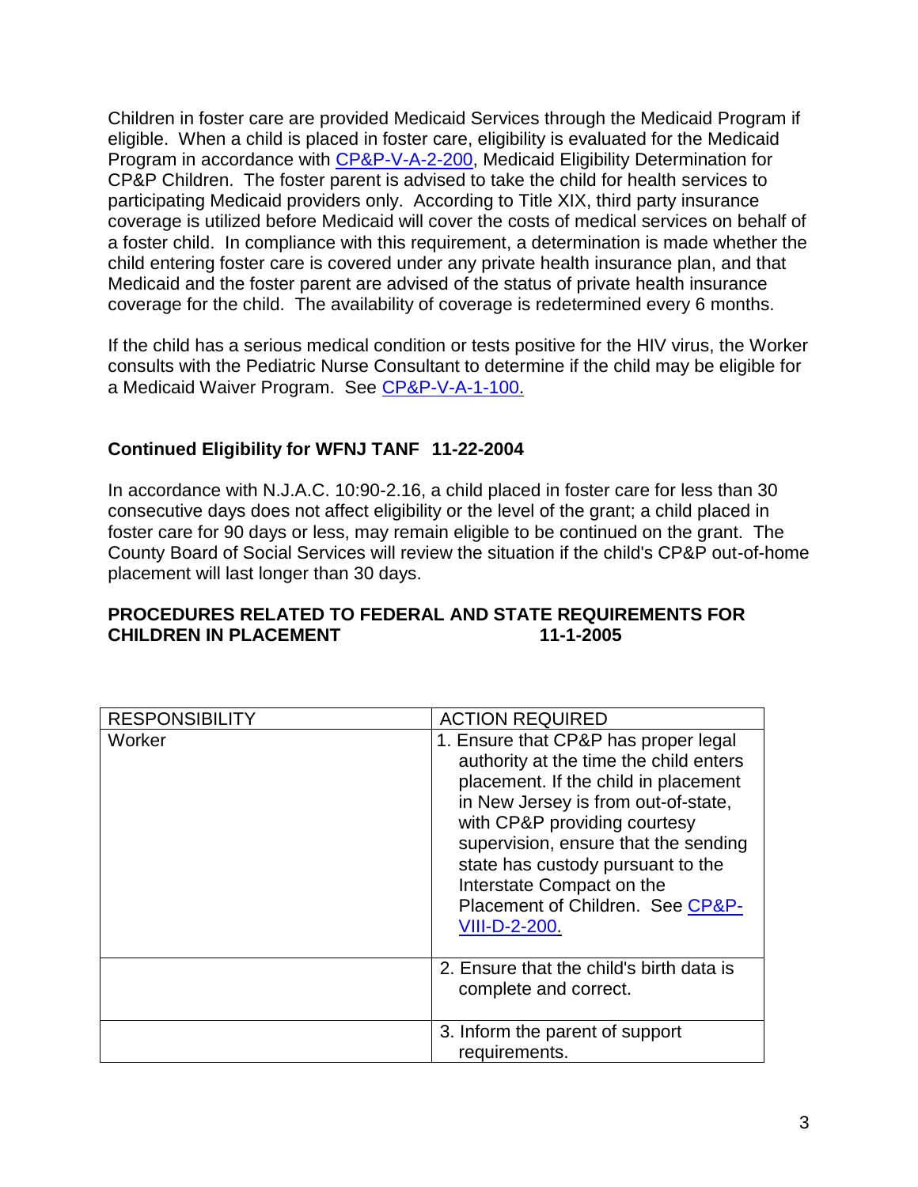Children in foster care are provided Medicaid Services through the Medicaid Program if eligible. When a child is placed in foster care, eligibility is evaluated for the Medicaid Program in accordance with CP&P-V-A-2-200, Medicaid Eligibility Determination for CP&P Children. The foster parent is advised to take the child for health services to participating Medicaid providers only. According to Title XIX, third party insurance coverage is utilized before Medicaid will cover the costs of medical services on behalf of a foster child. In compliance with this requirement, a determination is made whether the child entering foster care is covered under any private health insurance plan, and that Medicaid and the foster parent are advised of the status of private health insurance coverage for the child. The availability of coverage is redetermined every 6 months.

If the child has a serious medical condition or tests positive for the HIV virus, the Worker consults with the Pediatric Nurse Consultant to determine if the child may be eligible for a Medicaid Waiver Program. See CP&P-V-A-1-100.

**Continued Eligibility for WFNJ TANF 11-22-2004**

In accordance with N.J.A.C. 10:90-2.16, a child placed in foster care for less than 30 consecutive days does not affect eligibility or the level of the grant; a child placed in foster care for 90 days or less, may remain eligible to be continued on the grant. The County Board of Social Services will review the situation if the child's CP&P out-of-home placement will last longer than 30 days.

**PROCEDURES RELATED TO FEDERAL AND STATE REQUIREMENTS FOR CHILDREN IN PLACEMENT 11-1-2005**

| RESPONSIBILITY | ACTION REQUIRED |
|---|---|
| Worker | 1. Ensure that CP&P has proper legal authority at the time the child enters placement. If the child in placement in New Jersey is from out-of-state, with CP&P providing courtesy supervision, ensure that the sending state has custody pursuant to the Interstate Compact on the Placement of Children. See CP&P-VIII-D-2-200. |
| | 2. Ensure that the child's birth data is complete and correct. |
| | 3. Inform the parent of support requirements. |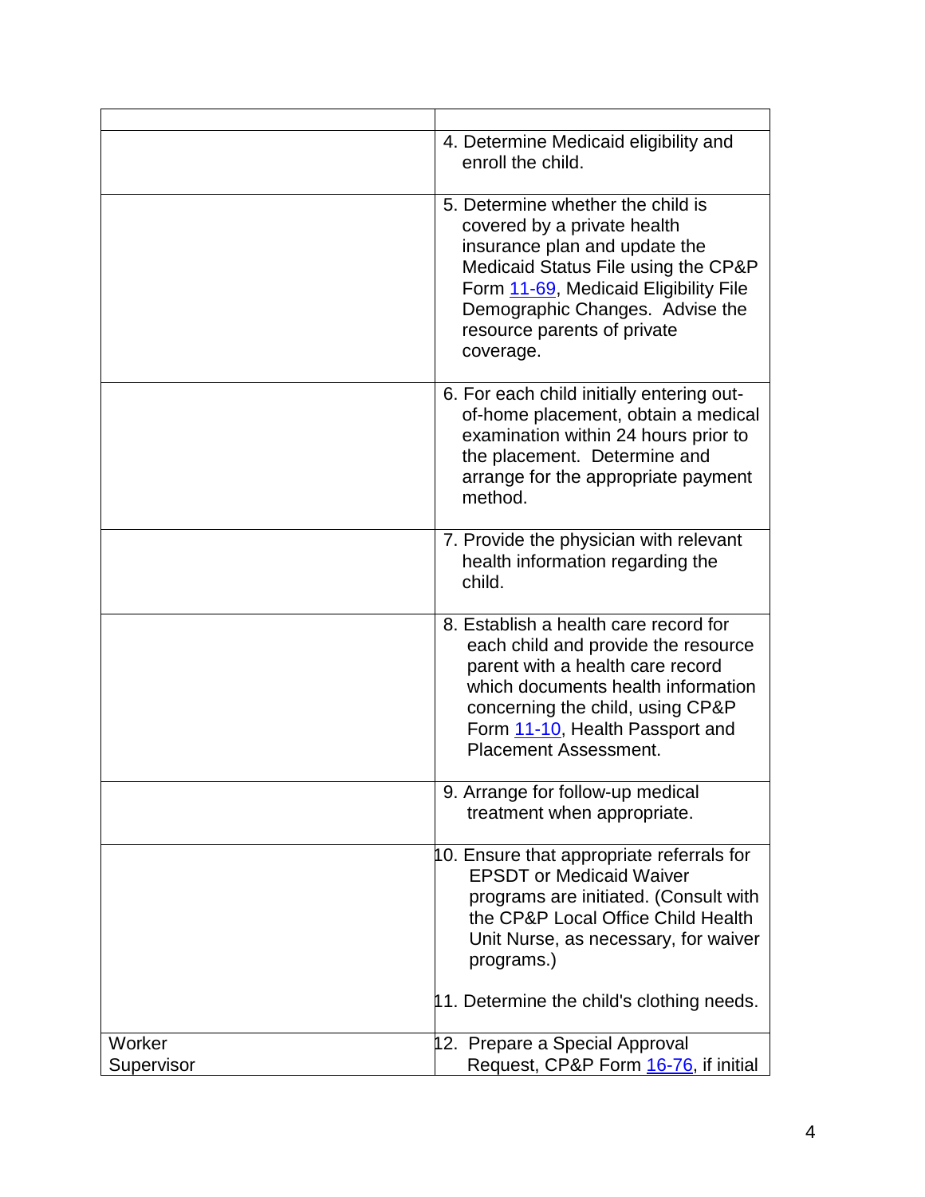| | |
|---|---|
| | 4. Determine Medicaid eligibility and enroll the child. |
| | 5. Determine whether the child is covered by a private health insurance plan and update the Medicaid Status File using the CP&P Form 11-69, Medicaid Eligibility File Demographic Changes. Advise the resource parents of private coverage. |
| | 6. For each child initially entering out-of-home placement, obtain a medical examination within 24 hours prior to the placement. Determine and arrange for the appropriate payment method. |
| | 7. Provide the physician with relevant health information regarding the child. |
| | 8. Establish a health care record for each child and provide the resource parent with a health care record which documents health information concerning the child, using CP&P Form 11-10, Health Passport and Placement Assessment. |
| | 9. Arrange for follow-up medical treatment when appropriate. |
| | 10. Ensure that appropriate referrals for EPSDT or Medicaid Waiver programs are initiated. (Consult with the CP&P Local Office Child Health Unit Nurse, as necessary, for waiver programs.)<br><br>11. Determine the child's clothing needs. |
| Worker<br>Supervisor | 12. Prepare a Special Approval Request, CP&P Form 16-76, if initial |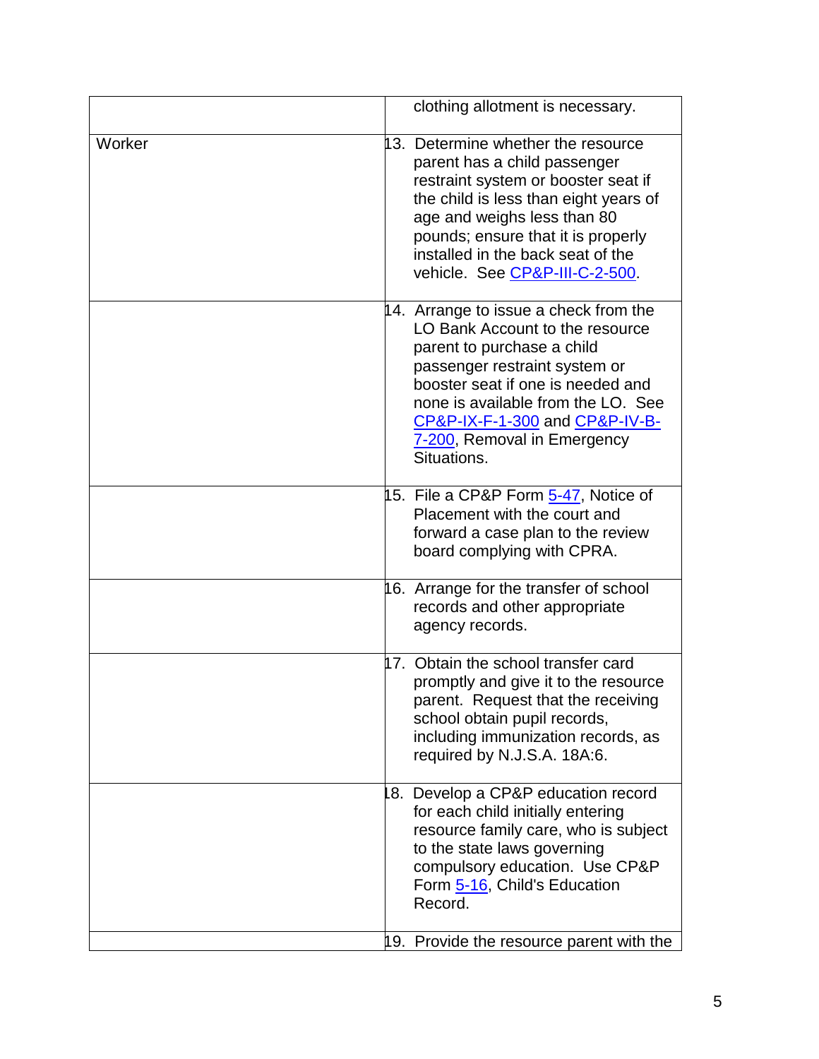| | |
|---|---|
| | clothing allotment is necessary. |
| Worker | 13. Determine whether the resource parent has a child passenger restraint system or booster seat if the child is less than eight years of age and weighs less than 80 pounds; ensure that it is properly installed in the back seat of the vehicle. See CP&P-III-C-2-500. |
| | 14. Arrange to issue a check from the LO Bank Account to the resource parent to purchase a child passenger restraint system or booster seat if one is needed and none is available from the LO. See CP&P-IX-F-1-300 and CP&P-IV-B-7-200, Removal in Emergency Situations. |
| | 15. File a CP&P Form 5-47, Notice of Placement with the court and forward a case plan to the review board complying with CPRA. |
| | 16. Arrange for the transfer of school records and other appropriate agency records. |
| | 17. Obtain the school transfer card promptly and give it to the resource parent. Request that the receiving school obtain pupil records, including immunization records, as required by N.J.S.A. 18A:6. |
| | 18. Develop a CP&P education record for each child initially entering resource family care, who is subject to the state laws governing compulsory education. Use CP&P Form 5-16, Child's Education Record. |
| | 19. Provide the resource parent with the |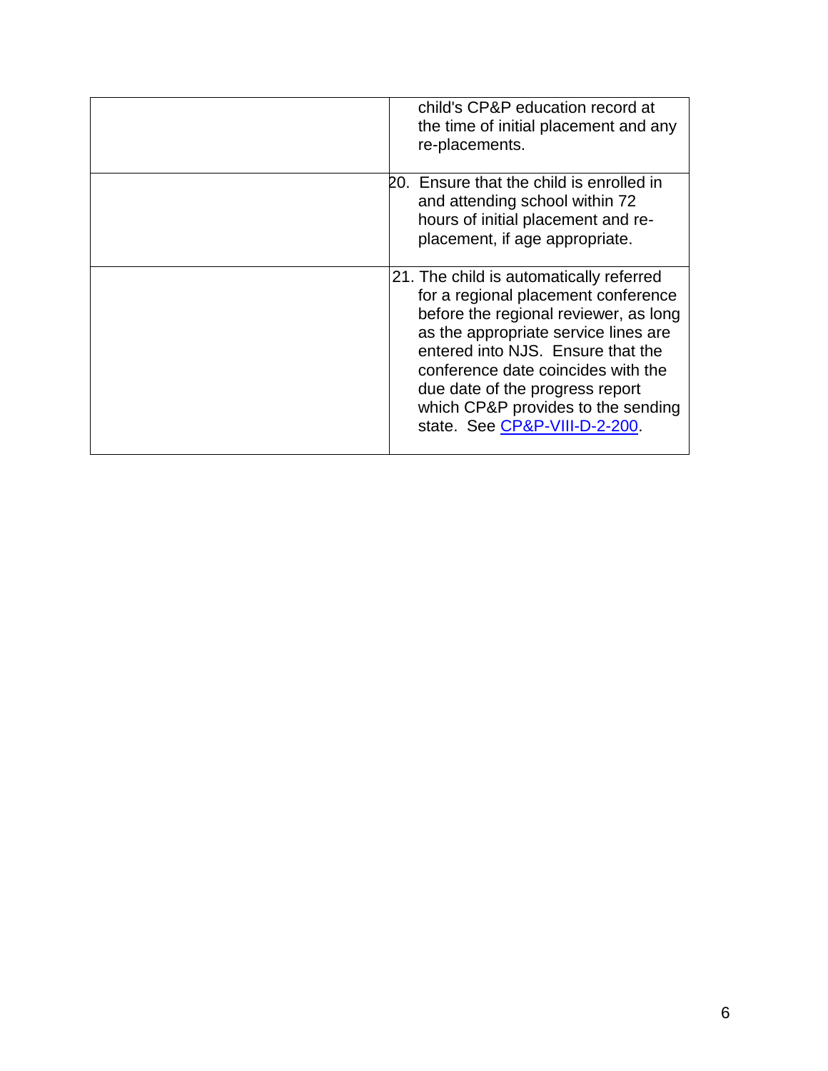| | |
|---|---|
| | child's CP&P education record at the time of initial placement and any re-placements. |
| | 20. Ensure that the child is enrolled in and attending school within 72 hours of initial placement and re-placement, if age appropriate. |
| | 21. The child is automatically referred for a regional placement conference before the regional reviewer, as long as the appropriate service lines are entered into NJS. Ensure that the conference date coincides with the due date of the progress report which CP&P provides to the sending state. See CP&P-VIII-D-2-200. |